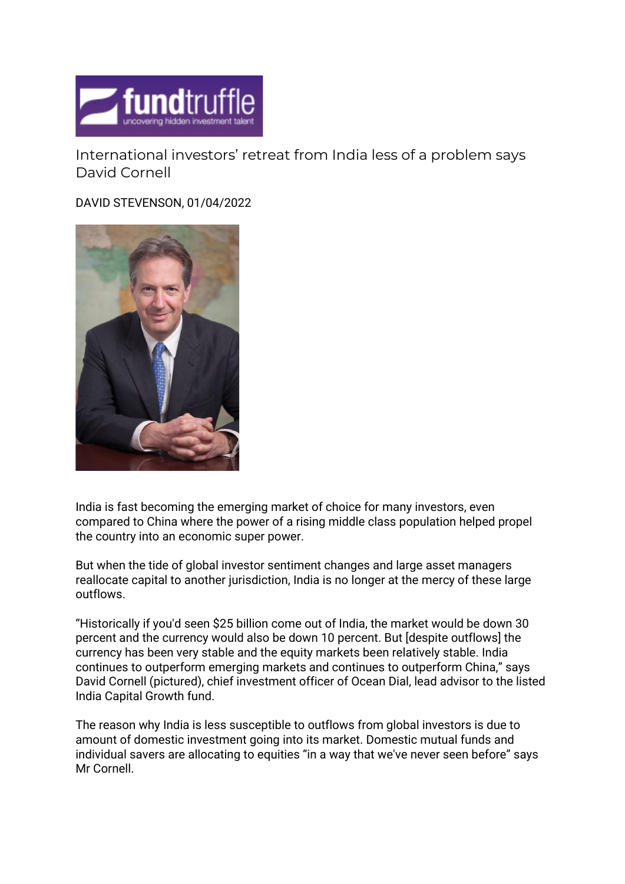# International investors' retreat from India less of a problem says David Cornell

DAVID STEVENSON, 01/04/2022

India is fast becoming the emerging market of choice for many investors, even compared to China where the power of a rising middle class population helped propel the country into an economic super power.

But when the tide of global investor sentiment changes and large asset managers reallocate capital to another jurisdiction, India is no longer at the mercy of these large outflows.

"Historically if you'd seen $25 billion come out of India, the market would be down 30 percent and the currency would also be down 10 percent. But [despite outflows] the currency has been very stable and the equity markets been relatively stable. India continues to outperform emerging markets and continues to outperform China," says David Cornell (pictured), chief investment officer of Ocean Dial, lead advisor to the listed India Capital Growth fund.

The reason why India is less susceptible to outflows from global investors is due to amount of domestic investment going into its market. Domestic mutual funds and individual savers are allocating to equities "in a way that we've never seen before" says Mr Cornell.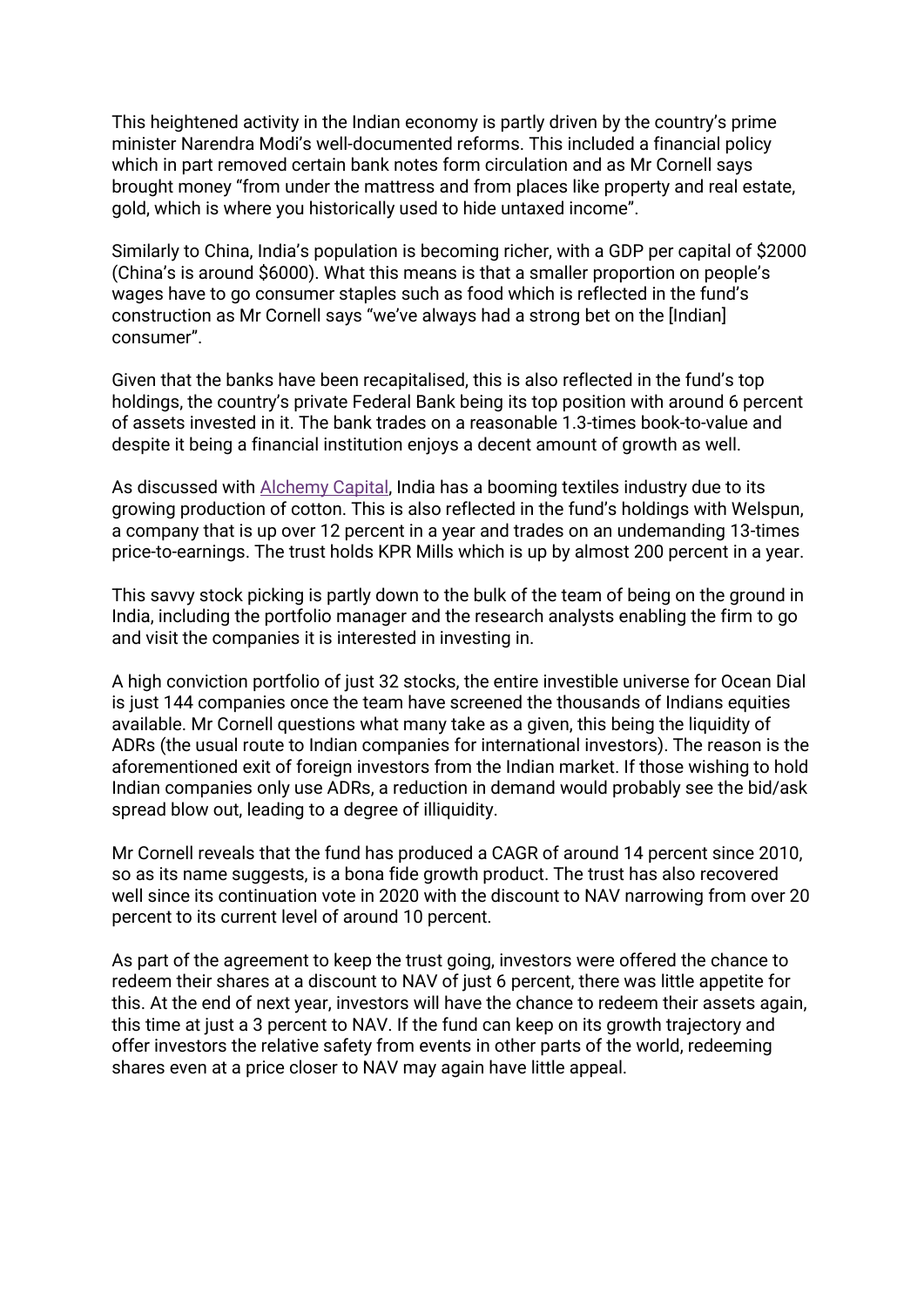This heightened activity in the Indian economy is partly driven by the country's prime minister Narendra Modi's well-documented reforms. This included a financial policy which in part removed certain bank notes form circulation and as Mr Cornell says brought money "from under the mattress and from places like property and real estate, gold, which is where you historically used to hide untaxed income".

Similarly to China, India's population is becoming richer, with a GDP per capital of $2000 (China's is around $6000). What this means is that a smaller proportion on people's wages have to go consumer staples such as food which is reflected in the fund's construction as Mr Cornell says "we've always had a strong bet on the [Indian] consumer".

Given that the banks have been recapitalised, this is also reflected in the fund's top holdings, the country's private Federal Bank being its top position with around 6 percent of assets invested in it. The bank trades on a reasonable 1.3-times book-to-value and despite it being a financial institution enjoys a decent amount of growth as well.

As discussed with Alchemy Capital, India has a booming textiles industry due to its growing production of cotton. This is also reflected in the fund's holdings with Welspun, a company that is up over 12 percent in a year and trades on an undemanding 13-times price-to-earnings. The trust holds KPR Mills which is up by almost 200 percent in a year.

This savvy stock picking is partly down to the bulk of the team of being on the ground in India, including the portfolio manager and the research analysts enabling the firm to go and visit the companies it is interested in investing in.

A high conviction portfolio of just 32 stocks, the entire investible universe for Ocean Dial is just 144 companies once the team have screened the thousands of Indians equities available. Mr Cornell questions what many take as a given, this being the liquidity of ADRs (the usual route to Indian companies for international investors). The reason is the aforementioned exit of foreign investors from the Indian market. If those wishing to hold Indian companies only use ADRs, a reduction in demand would probably see the bid/ask spread blow out, leading to a degree of illiquidity.

Mr Cornell reveals that the fund has produced a CAGR of around 14 percent since 2010, so as its name suggests, is a bona fide growth product. The trust has also recovered well since its continuation vote in 2020 with the discount to NAV narrowing from over 20 percent to its current level of around 10 percent.

As part of the agreement to keep the trust going, investors were offered the chance to redeem their shares at a discount to NAV of just 6 percent, there was little appetite for this. At the end of next year, investors will have the chance to redeem their assets again, this time at just a 3 percent to NAV. If the fund can keep on its growth trajectory and offer investors the relative safety from events in other parts of the world, redeeming shares even at a price closer to NAV may again have little appeal.